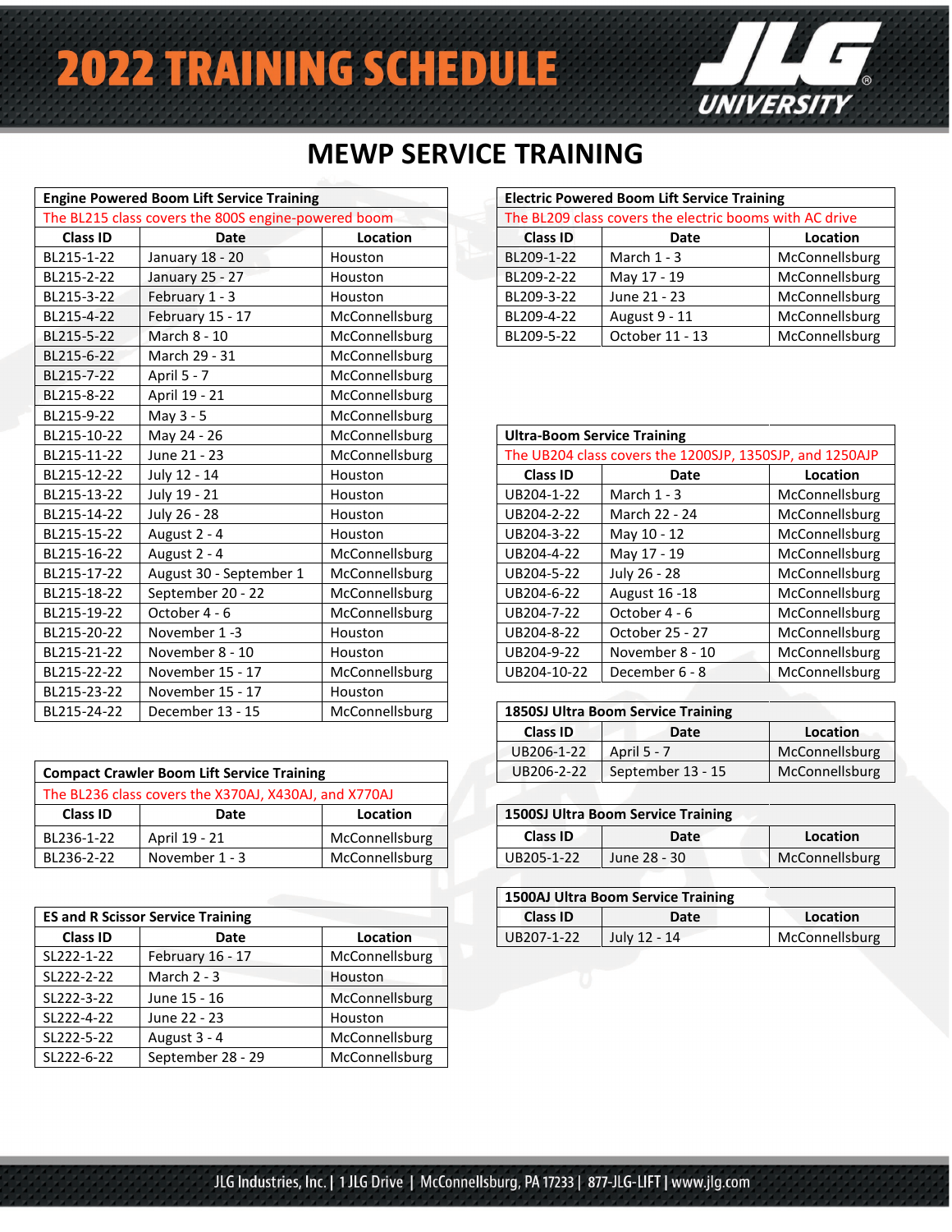# 2022 TRAINING SCHEDULE

JLG UNIVERSITY

## MEWP SERVICE TRAINING

### Engine Powered Boom Lift Service Training

The BL215 class covers the 800S engine-powered boom

| Class ID | Date | Location |
|---|---|---|
| BL215-1-22 | January 18 - 20 | Houston |
| BL215-2-22 | January 25 - 27 | Houston |
| BL215-3-22 | February 1 - 3 | Houston |
| BL215-4-22 | February 15 - 17 | McConnellsburg |
| BL215-5-22 | March 8 - 10 | McConnellsburg |
| BL215-6-22 | March 29 - 31 | McConnellsburg |
| BL215-7-22 | April 5 - 7 | McConnellsburg |
| BL215-8-22 | April 19 - 21 | McConnellsburg |
| BL215-9-22 | May 3 - 5 | McConnellsburg |
| BL215-10-22 | May 24 - 26 | McConnellsburg |
| BL215-11-22 | June 21 - 23 | McConnellsburg |
| BL215-12-22 | July 12 - 14 | Houston |
| BL215-13-22 | July 19 - 21 | Houston |
| BL215-14-22 | July 26 - 28 | Houston |
| BL215-15-22 | August 2 - 4 | Houston |
| BL215-16-22 | August 2 - 4 | McConnellsburg |
| BL215-17-22 | August 30 - September 1 | McConnellsburg |
| BL215-18-22 | September 20 - 22 | McConnellsburg |
| BL215-19-22 | October 4 - 6 | McConnellsburg |
| BL215-20-22 | November 1 -3 | Houston |
| BL215-21-22 | November 8 - 10 | Houston |
| BL215-22-22 | November 15 - 17 | McConnellsburg |
| BL215-23-22 | November 15 - 17 | Houston |
| BL215-24-22 | December 13 - 15 | McConnellsburg |

### Compact Crawler Boom Lift Service Training

The BL236 class covers the X370AJ, X430AJ, and X770AJ

| Class ID | Date | Location |
|---|---|---|
| BL236-1-22 | April 19 - 21 | McConnellsburg |
| BL236-2-22 | November 1 - 3 | McConnellsburg |

### ES and R Scissor Service Training

| Class ID | Date | Location |
|---|---|---|
| SL222-1-22 | February 16 - 17 | McConnellsburg |
| SL222-2-22 | March 2 - 3 | Houston |
| SL222-3-22 | June 15 - 16 | McConnellsburg |
| SL222-4-22 | June 22 - 23 | Houston |
| SL222-5-22 | August 3 - 4 | McConnellsburg |
| SL222-6-22 | September 28 - 29 | McConnellsburg |

### Electric Powered Boom Lift Service Training

The BL209 class covers the electric booms with AC drive

| Class ID | Date | Location |
|---|---|---|
| BL209-1-22 | March 1 - 3 | McConnellsburg |
| BL209-2-22 | May 17 - 19 | McConnellsburg |
| BL209-3-22 | June 21 - 23 | McConnellsburg |
| BL209-4-22 | August 9 - 11 | McConnellsburg |
| BL209-5-22 | October 11 - 13 | McConnellsburg |

### Ultra-Boom Service Training

The UB204 class covers the 1200SJP, 1350SJP, and 1250AJP

| Class ID | Date | Location |
|---|---|---|
| UB204-1-22 | March 1 - 3 | McConnellsburg |
| UB204-2-22 | March 22 - 24 | McConnellsburg |
| UB204-3-22 | May 10 - 12 | McConnellsburg |
| UB204-4-22 | May 17 - 19 | McConnellsburg |
| UB204-5-22 | July 26 - 28 | McConnellsburg |
| UB204-6-22 | August 16 -18 | McConnellsburg |
| UB204-7-22 | October 4 - 6 | McConnellsburg |
| UB204-8-22 | October 25 - 27 | McConnellsburg |
| UB204-9-22 | November 8 - 10 | McConnellsburg |
| UB204-10-22 | December 6 - 8 | McConnellsburg |

### 1850SJ Ultra Boom Service Training

| Class ID | Date | Location |
|---|---|---|
| UB206-1-22 | April 5 - 7 | McConnellsburg |
| UB206-2-22 | September 13 - 15 | McConnellsburg |

### 1500SJ Ultra Boom Service Training

| Class ID | Date | Location |
|---|---|---|
| UB205-1-22 | June 28 - 30 | McConnellsburg |

### 1500AJ Ultra Boom Service Training

| Class ID | Date | Location |
|---|---|---|
| UB207-1-22 | July 12 - 14 | McConnellsburg |

JLG Industries, Inc. | 1 JLG Drive | McConnellsburg, PA 17233 | 877-JLG-LIFT | www.jlg.com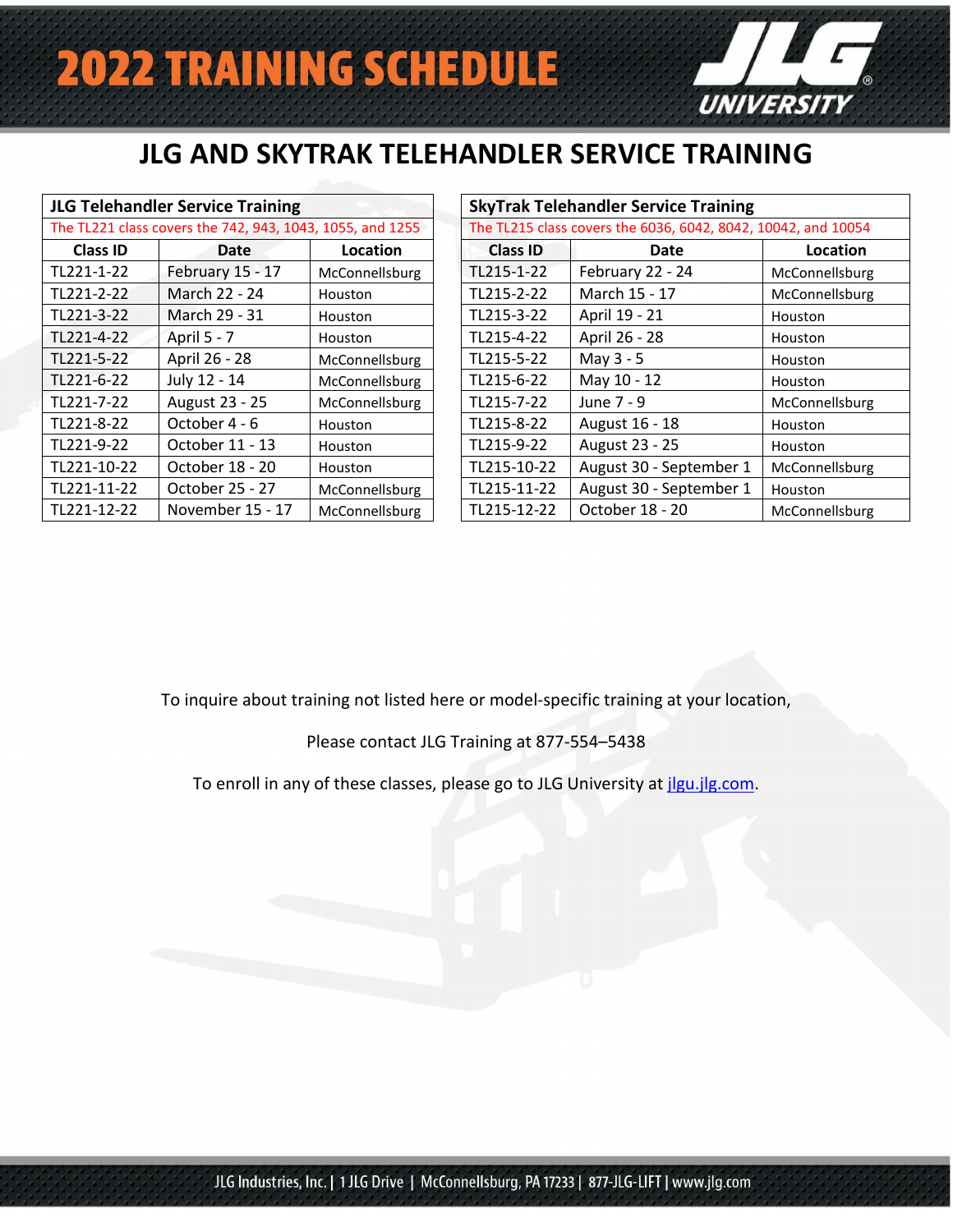# 2022 TRAINING SCHEDULE

## JLG AND SKYTRAK TELEHANDLER SERVICE TRAINING

| JLG Telehandler Service Training | | |
|---|---|---|
| The TL221 class covers the 742, 943, 1043, 1055, and 1255 | | |
| **Class ID** | **Date** | **Location** |
| TL221-1-22 | February 15 - 17 | McConnellsburg |
| TL221-2-22 | March 22 - 24 | Houston |
| TL221-3-22 | March 29 - 31 | Houston |
| TL221-4-22 | April 5 - 7 | Houston |
| TL221-5-22 | April 26 - 28 | McConnellsburg |
| TL221-6-22 | July 12 - 14 | McConnellsburg |
| TL221-7-22 | August 23 - 25 | McConnellsburg |
| TL221-8-22 | October 4 - 6 | Houston |
| TL221-9-22 | October 11 - 13 | Houston |
| TL221-10-22 | October 18 - 20 | Houston |
| TL221-11-22 | October 25 - 27 | McConnellsburg |
| TL221-12-22 | November 15 - 17 | McConnellsburg |

| SkyTrak Telehandler Service Training | | |
|---|---|---|
| The TL215 class covers the 6036, 6042, 8042, 10042, and 10054 | | |
| **Class ID** | **Date** | **Location** |
| TL215-1-22 | February 22 - 24 | McConnellsburg |
| TL215-2-22 | March 15 - 17 | McConnellsburg |
| TL215-3-22 | April 19 - 21 | Houston |
| TL215-4-22 | April 26 - 28 | Houston |
| TL215-5-22 | May 3 - 5 | Houston |
| TL215-6-22 | May 10 - 12 | Houston |
| TL215-7-22 | June 7 - 9 | McConnellsburg |
| TL215-8-22 | August 16 - 18 | Houston |
| TL215-9-22 | August 23 - 25 | Houston |
| TL215-10-22 | August 30 - September 1 | McConnellsburg |
| TL215-11-22 | August 30 - September 1 | Houston |
| TL215-12-22 | October 18 - 20 | McConnellsburg |

To inquire about training not listed here or model-specific training at your location,

Please contact JLG Training at 877-554–5438

To enroll in any of these classes, please go to JLG University at jlgu.jlg.com.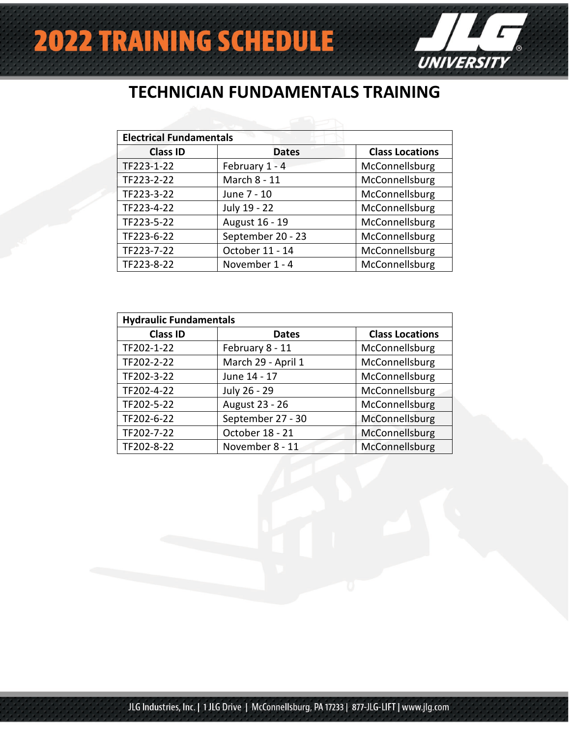# 2022 TRAINING SCHEDULE

JLG UNIVERSITY

## TECHNICIAN FUNDAMENTALS TRAINING

| Electrical Fundamentals | | |
|---|---|---|
| **Class ID** | **Dates** | **Class Locations** |
| TF223-1-22 | February 1 - 4 | McConnellsburg |
| TF223-2-22 | March 8 - 11 | McConnellsburg |
| TF223-3-22 | June 7 - 10 | McConnellsburg |
| TF223-4-22 | July 19 - 22 | McConnellsburg |
| TF223-5-22 | August 16 - 19 | McConnellsburg |
| TF223-6-22 | September 20 - 23 | McConnellsburg |
| TF223-7-22 | October 11 - 14 | McConnellsburg |
| TF223-8-22 | November 1 - 4 | McConnellsburg |

| Hydraulic Fundamentals | | |
|---|---|---|
| **Class ID** | **Dates** | **Class Locations** |
| TF202-1-22 | February 8 - 11 | McConnellsburg |
| TF202-2-22 | March 29 - April 1 | McConnellsburg |
| TF202-3-22 | June 14 - 17 | McConnellsburg |
| TF202-4-22 | July 26 - 29 | McConnellsburg |
| TF202-5-22 | August 23 - 26 | McConnellsburg |
| TF202-6-22 | September 27 - 30 | McConnellsburg |
| TF202-7-22 | October 18 - 21 | McConnellsburg |
| TF202-8-22 | November 8 - 11 | McConnellsburg |

JLG Industries, Inc. | 1 JLG Drive | McConnellsburg, PA 17233 | 877-JLG-LIFT | www.jlg.com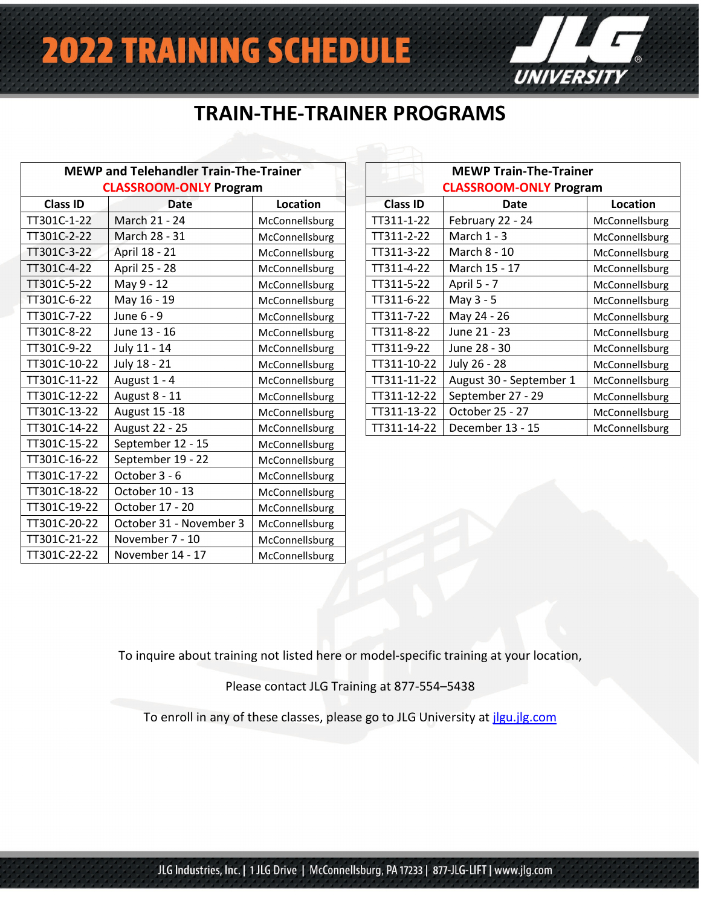# 2022 TRAINING SCHEDULE

JLG UNIVERSITY

## TRAIN-THE-TRAINER PROGRAMS

| MEWP and Telehandler Train-The-Trainer CLASSROOM-ONLY Program | | |
|---|---|---|
| **Class ID** | **Date** | **Location** |
| TT301C-1-22 | March 21 - 24 | McConnellsburg |
| TT301C-2-22 | March 28 - 31 | McConnellsburg |
| TT301C-3-22 | April 18 - 21 | McConnellsburg |
| TT301C-4-22 | April 25 - 28 | McConnellsburg |
| TT301C-5-22 | May 9 - 12 | McConnellsburg |
| TT301C-6-22 | May 16 - 19 | McConnellsburg |
| TT301C-7-22 | June 6 - 9 | McConnellsburg |
| TT301C-8-22 | June 13 - 16 | McConnellsburg |
| TT301C-9-22 | July 11 - 14 | McConnellsburg |
| TT301C-10-22 | July 18 - 21 | McConnellsburg |
| TT301C-11-22 | August 1 - 4 | McConnellsburg |
| TT301C-12-22 | August 8 - 11 | McConnellsburg |
| TT301C-13-22 | August 15 -18 | McConnellsburg |
| TT301C-14-22 | August 22 - 25 | McConnellsburg |
| TT301C-15-22 | September 12 - 15 | McConnellsburg |
| TT301C-16-22 | September 19 - 22 | McConnellsburg |
| TT301C-17-22 | October 3 - 6 | McConnellsburg |
| TT301C-18-22 | October 10 - 13 | McConnellsburg |
| TT301C-19-22 | October 17 - 20 | McConnellsburg |
| TT301C-20-22 | October 31 - November 3 | McConnellsburg |
| TT301C-21-22 | November 7 - 10 | McConnellsburg |
| TT301C-22-22 | November 14 - 17 | McConnellsburg |

| MEWP Train-The-Trainer CLASSROOM-ONLY Program | | |
|---|---|---|
| **Class ID** | **Date** | **Location** |
| TT311-1-22 | February 22 - 24 | McConnellsburg |
| TT311-2-22 | March 1 - 3 | McConnellsburg |
| TT311-3-22 | March 8 - 10 | McConnellsburg |
| TT311-4-22 | March 15 - 17 | McConnellsburg |
| TT311-5-22 | April 5 - 7 | McConnellsburg |
| TT311-6-22 | May 3 - 5 | McConnellsburg |
| TT311-7-22 | May 24 - 26 | McConnellsburg |
| TT311-8-22 | June 21 - 23 | McConnellsburg |
| TT311-9-22 | June 28 - 30 | McConnellsburg |
| TT311-10-22 | July 26 - 28 | McConnellsburg |
| TT311-11-22 | August 30 - September 1 | McConnellsburg |
| TT311-12-22 | September 27 - 29 | McConnellsburg |
| TT311-13-22 | October 25 - 27 | McConnellsburg |
| TT311-14-22 | December 13 - 15 | McConnellsburg |

To inquire about training not listed here or model-specific training at your location,

Please contact JLG Training at 877-554–5438

To enroll in any of these classes, please go to JLG University at jlgu.jlg.com

JLG Industries, Inc. | 1 JLG Drive | McConnellsburg, PA 17233 | 877-JLG-LIFT | www.jlg.com